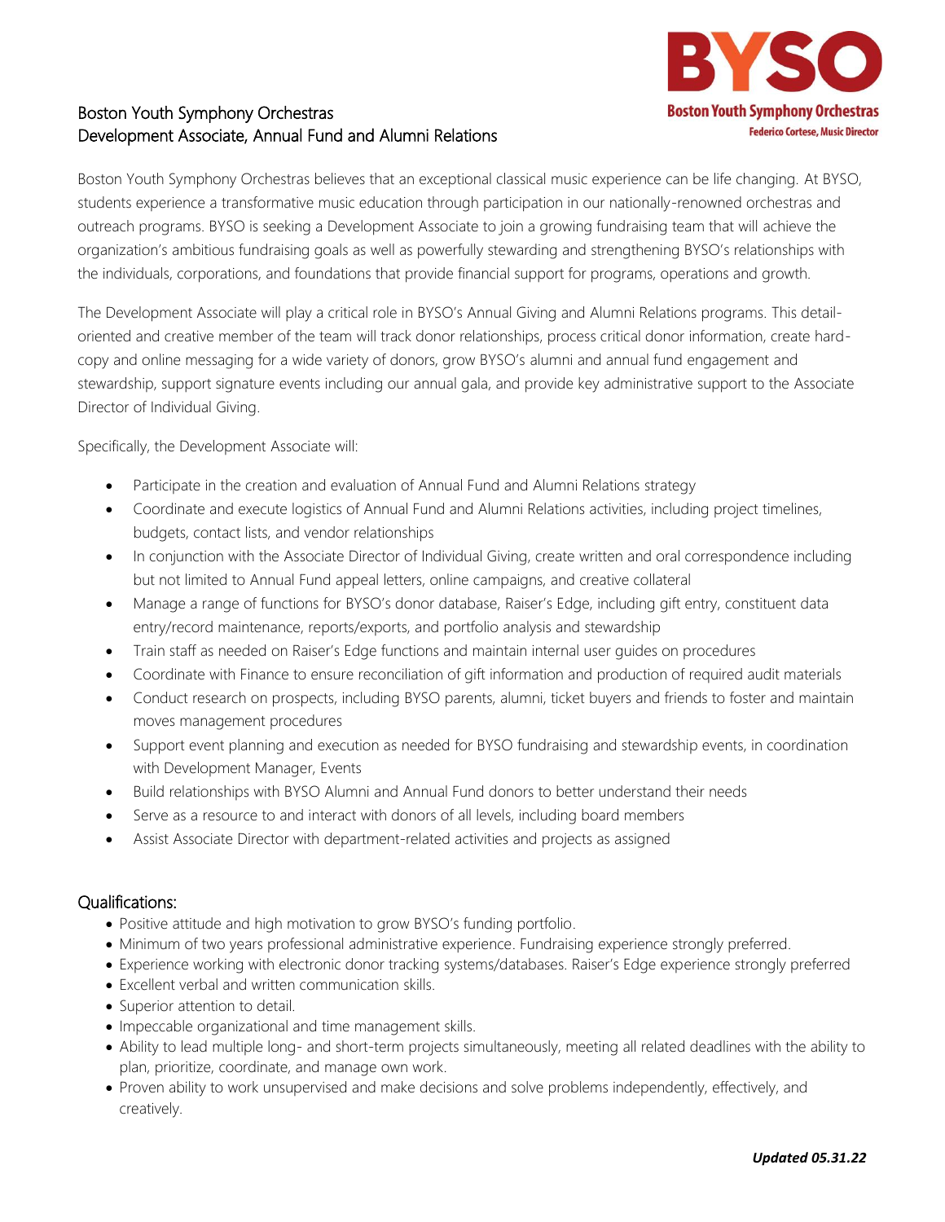**BYSO**

**Boston Youth Symphony Orchestras**

**Federico Cortese, Music Director**

# Boston Youth Symphony Orchestras
## Development Associate, Annual Fund and Alumni Relations

Boston Youth Symphony Orchestras believes that an exceptional classical music experience can be life changing. At BYSO, students experience a transformative music education through participation in our nationally-renowned orchestras and outreach programs. BYSO is seeking a Development Associate to join a growing fundraising team that will achieve the organization's ambitious fundraising goals as well as powerfully stewarding and strengthening BYSO's relationships with the individuals, corporations, and foundations that provide financial support for programs, operations and growth.

The Development Associate will play a critical role in BYSO's Annual Giving and Alumni Relations programs. This detail-oriented and creative member of the team will track donor relationships, process critical donor information, create hard-copy and online messaging for a wide variety of donors, grow BYSO's alumni and annual fund engagement and stewardship, support signature events including our annual gala, and provide key administrative support to the Associate Director of Individual Giving.

Specifically, the Development Associate will:

- Participate in the creation and evaluation of Annual Fund and Alumni Relations strategy
- Coordinate and execute logistics of Annual Fund and Alumni Relations activities, including project timelines, budgets, contact lists, and vendor relationships
- In conjunction with the Associate Director of Individual Giving, create written and oral correspondence including but not limited to Annual Fund appeal letters, online campaigns, and creative collateral
- Manage a range of functions for BYSO's donor database, Raiser's Edge, including gift entry, constituent data entry/record maintenance, reports/exports, and portfolio analysis and stewardship
- Train staff as needed on Raiser's Edge functions and maintain internal user guides on procedures
- Coordinate with Finance to ensure reconciliation of gift information and production of required audit materials
- Conduct research on prospects, including BYSO parents, alumni, ticket buyers and friends to foster and maintain moves management procedures
- Support event planning and execution as needed for BYSO fundraising and stewardship events, in coordination with Development Manager, Events
- Build relationships with BYSO Alumni and Annual Fund donors to better understand their needs
- Serve as a resource to and interact with donors of all levels, including board members
- Assist Associate Director with department-related activities and projects as assigned

## Qualifications:

- Positive attitude and high motivation to grow BYSO's funding portfolio.
- Minimum of two years professional administrative experience. Fundraising experience strongly preferred.
- Experience working with electronic donor tracking systems/databases. Raiser's Edge experience strongly preferred
- Excellent verbal and written communication skills.
- Superior attention to detail.
- Impeccable organizational and time management skills.
- Ability to lead multiple long- and short-term projects simultaneously, meeting all related deadlines with the ability to plan, prioritize, coordinate, and manage own work.
- Proven ability to work unsupervised and make decisions and solve problems independently, effectively, and creatively.

***Updated 05.31.22***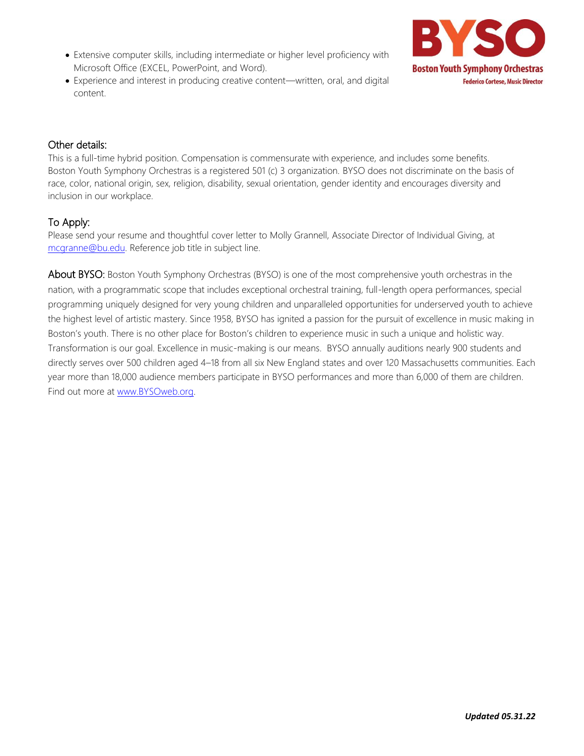- Extensive computer skills, including intermediate or higher level proficiency with Microsoft Office (EXCEL, PowerPoint, and Word).
- Experience and interest in producing creative content—written, oral, and digital content.

## Other details:

This is a full-time hybrid position. Compensation is commensurate with experience, and includes some benefits. Boston Youth Symphony Orchestras is a registered 501 (c) 3 organization. BYSO does not discriminate on the basis of race, color, national origin, sex, religion, disability, sexual orientation, gender identity and encourages diversity and inclusion in our workplace.

## To Apply:

Please send your resume and thoughtful cover letter to Molly Grannell, Associate Director of Individual Giving, at mcgranne@bu.edu. Reference job title in subject line.

**About BYSO:** Boston Youth Symphony Orchestras (BYSO) is one of the most comprehensive youth orchestras in the nation, with a programmatic scope that includes exceptional orchestral training, full-length opera performances, special programming uniquely designed for very young children and unparalleled opportunities for underserved youth to achieve the highest level of artistic mastery. Since 1958, BYSO has ignited a passion for the pursuit of excellence in music making in Boston's youth. There is no other place for Boston's children to experience music in such a unique and holistic way. Transformation is our goal. Excellence in music-making is our means. BYSO annually auditions nearly 900 students and directly serves over 500 children aged 4–18 from all six New England states and over 120 Massachusetts communities. Each year more than 18,000 audience members participate in BYSO performances and more than 6,000 of them are children. Find out more at www.BYSOweb.org.

***Updated 05.31.22***